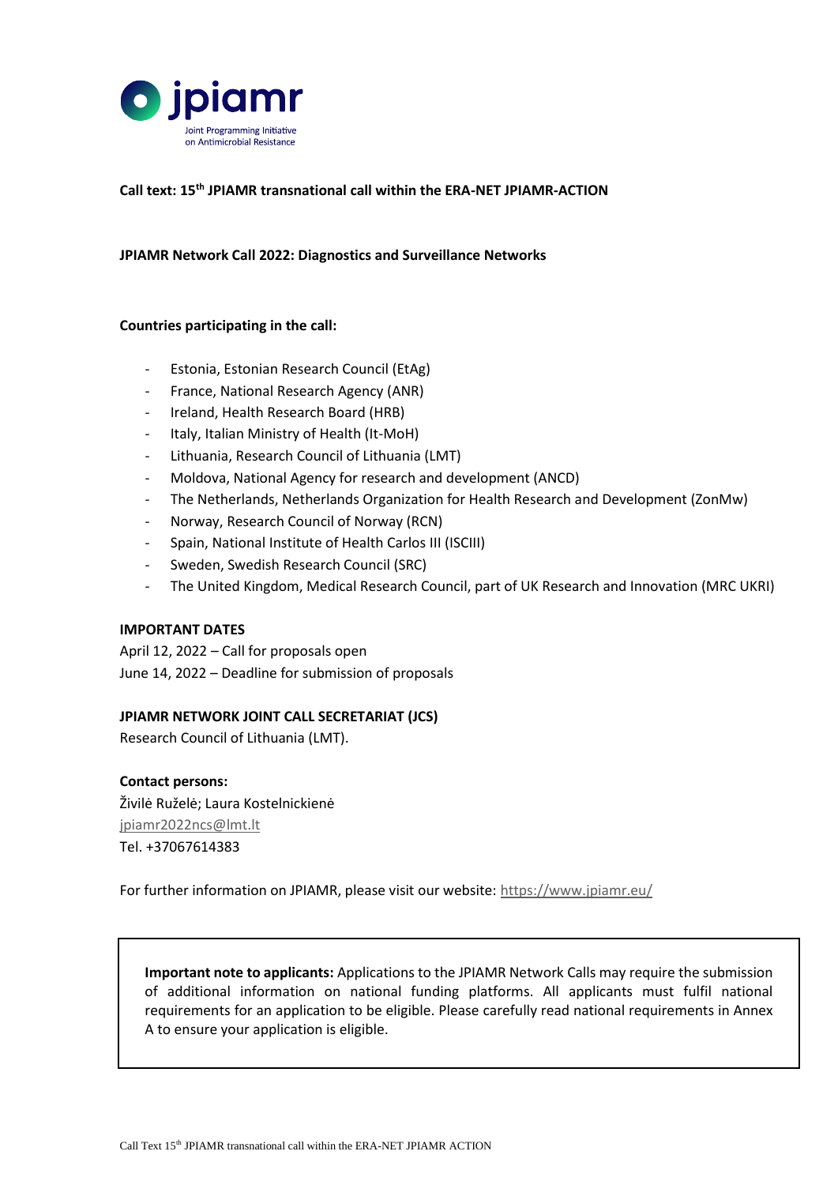**Call text: 15th JPIAMR transnational call within the ERA-NET JPIAMR-ACTION**

**JPIAMR Network Call 2022: Diagnostics and Surveillance Networks**

**Countries participating in the call:**

- Estonia, Estonian Research Council (EtAg)
- France, National Research Agency (ANR)
- Ireland, Health Research Board (HRB)
- Italy, Italian Ministry of Health (It-MoH)
- Lithuania, Research Council of Lithuania (LMT)
- Moldova, National Agency for research and development (ANCD)
- The Netherlands, Netherlands Organization for Health Research and Development (ZonMw)
- Norway, Research Council of Norway (RCN)
- Spain, National Institute of Health Carlos III (ISCIII)
- Sweden, Swedish Research Council (SRC)
- The United Kingdom, Medical Research Council, part of UK Research and Innovation (MRC UKRI)

**IMPORTANT DATES**

April 12, 2022 – Call for proposals open
June 14, 2022 – Deadline for submission of proposals

**JPIAMR NETWORK JOINT CALL SECRETARIAT (JCS)**

Research Council of Lithuania (LMT).

**Contact persons:**

Živilė Ruželė; Laura Kostelnickienė
jpiamr2022ncs@lmt.lt
Tel. +37067614383

For further information on JPIAMR, please visit our website: https://www.jpiamr.eu/

**Important note to applicants:** Applications to the JPIAMR Network Calls may require the submission of additional information on national funding platforms. All applicants must fulfil national requirements for an application to be eligible. Please carefully read national requirements in Annex A to ensure your application is eligible.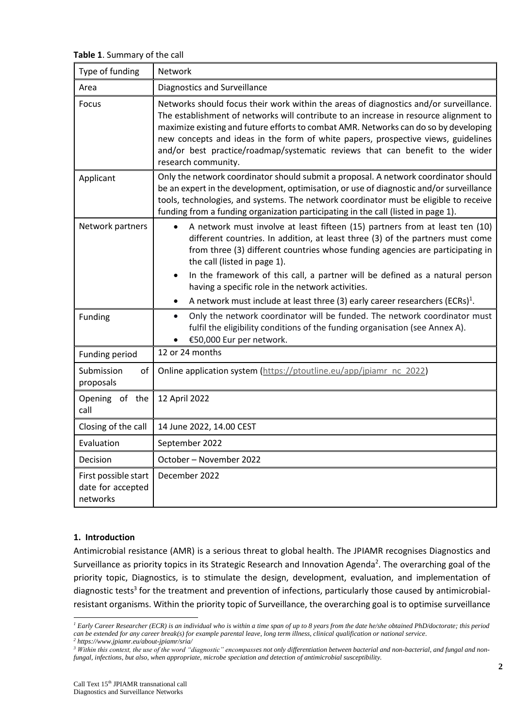**Table 1**. Summary of the call

| Type of funding | Network |
|---|---|
| Area | Diagnostics and Surveillance |
| Focus | Networks should focus their work within the areas of diagnostics and/or surveillance. The establishment of networks will contribute to an increase in resource alignment to maximize existing and future efforts to combat AMR. Networks can do so by developing new concepts and ideas in the form of white papers, prospective views, guidelines and/or best practice/roadmap/systematic reviews that can benefit to the wider research community. |
| Applicant | Only the network coordinator should submit a proposal. A network coordinator should be an expert in the development, optimisation, or use of diagnostic and/or surveillance tools, technologies, and systems. The network coordinator must be eligible to receive funding from a funding organization participating in the call (listed in page 1). |
| Network partners | • A network must involve at least fifteen (15) partners from at least ten (10) different countries. In addition, at least three (3) of the partners must come from three (3) different countries whose funding agencies are participating in the call (listed in page 1).<br>• In the framework of this call, a partner will be defined as a natural person having a specific role in the network activities.<br>• A network must include at least three (3) early career researchers (ECRs)[1]. |
| Funding | • Only the network coordinator will be funded. The network coordinator must fulfil the eligibility conditions of the funding organisation (see Annex A).<br>• €50,000 Eur per network. |
| Funding period | 12 or 24 months |
| Submission of proposals | Online application system (https://ptoutline.eu/app/jpiamr_nc_2022) |
| Opening of the call | 12 April 2022 |
| Closing of the call | 14 June 2022, 14.00 CEST |
| Evaluation | September 2022 |
| Decision | October – November 2022 |
| First possible start date for accepted networks | December 2022 |

## 1. Introduction

Antimicrobial resistance (AMR) is a serious threat to global health. The JPIAMR recognises Diagnostics and Surveillance as priority topics in its Strategic Research and Innovation Agenda[2]. The overarching goal of the priority topic, Diagnostics, is to stimulate the design, development, evaluation, and implementation of diagnostic tests[3] for the treatment and prevention of infections, particularly those caused by antimicrobial-resistant organisms. Within the priority topic of Surveillance, the overarching goal is to optimise surveillance

---

*[1] Early Career Researcher (ECR) is an individual who is within a time span of up to 8 years from the date he/she obtained PhD/doctorate; this period can be extended for any career break(s) for example parental leave, long term illness, clinical qualification or national service.*

*[2] https://www.jpiamr.eu/about-jpiamr/sria/*

*[3] Within this context, the use of the word "diagnostic" encompasses not only differentiation between bacterial and non-bacterial, and fungal and non-fungal, infections, but also, when appropriate, microbe speciation and detection of antimicrobial susceptibility.*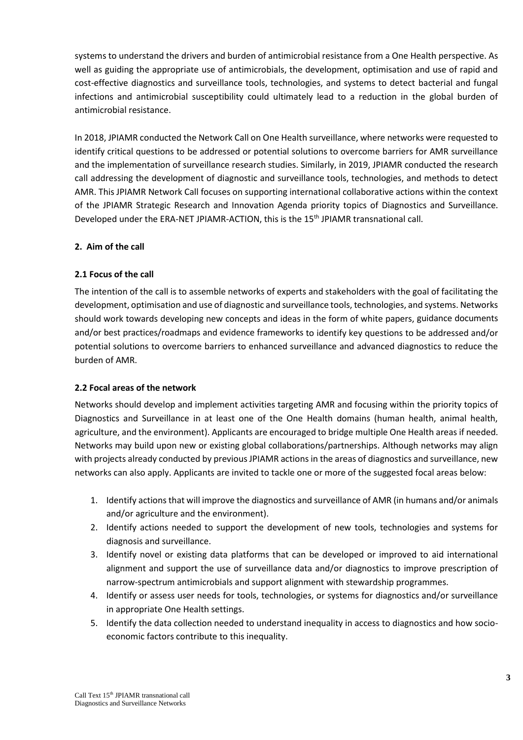systems to understand the drivers and burden of antimicrobial resistance from a One Health perspective. As well as guiding the appropriate use of antimicrobials, the development, optimisation and use of rapid and cost-effective diagnostics and surveillance tools, technologies, and systems to detect bacterial and fungal infections and antimicrobial susceptibility could ultimately lead to a reduction in the global burden of antimicrobial resistance.

In 2018, JPIAMR conducted the Network Call on One Health surveillance, where networks were requested to identify critical questions to be addressed or potential solutions to overcome barriers for AMR surveillance and the implementation of surveillance research studies. Similarly, in 2019, JPIAMR conducted the research call addressing the development of diagnostic and surveillance tools, technologies, and methods to detect AMR. This JPIAMR Network Call focuses on supporting international collaborative actions within the context of the JPIAMR Strategic Research and Innovation Agenda priority topics of Diagnostics and Surveillance. Developed under the ERA-NET JPIAMR-ACTION, this is the 15th JPIAMR transnational call.

## 2. Aim of the call

### 2.1 Focus of the call

The intention of the call is to assemble networks of experts and stakeholders with the goal of facilitating the development, optimisation and use of diagnostic and surveillance tools, technologies, and systems. Networks should work towards developing new concepts and ideas in the form of white papers, guidance documents and/or best practices/roadmaps and evidence frameworks to identify key questions to be addressed and/or potential solutions to overcome barriers to enhanced surveillance and advanced diagnostics to reduce the burden of AMR.

### 2.2 Focal areas of the network

Networks should develop and implement activities targeting AMR and focusing within the priority topics of Diagnostics and Surveillance in at least one of the One Health domains (human health, animal health, agriculture, and the environment). Applicants are encouraged to bridge multiple One Health areas if needed. Networks may build upon new or existing global collaborations/partnerships. Although networks may align with projects already conducted by previous JPIAMR actions in the areas of diagnostics and surveillance, new networks can also apply. Applicants are invited to tackle one or more of the suggested focal areas below:

1. Identify actions that will improve the diagnostics and surveillance of AMR (in humans and/or animals and/or agriculture and the environment).
2. Identify actions needed to support the development of new tools, technologies and systems for diagnosis and surveillance.
3. Identify novel or existing data platforms that can be developed or improved to aid international alignment and support the use of surveillance data and/or diagnostics to improve prescription of narrow-spectrum antimicrobials and support alignment with stewardship programmes.
4. Identify or assess user needs for tools, technologies, or systems for diagnostics and/or surveillance in appropriate One Health settings.
5. Identify the data collection needed to understand inequality in access to diagnostics and how socio-economic factors contribute to this inequality.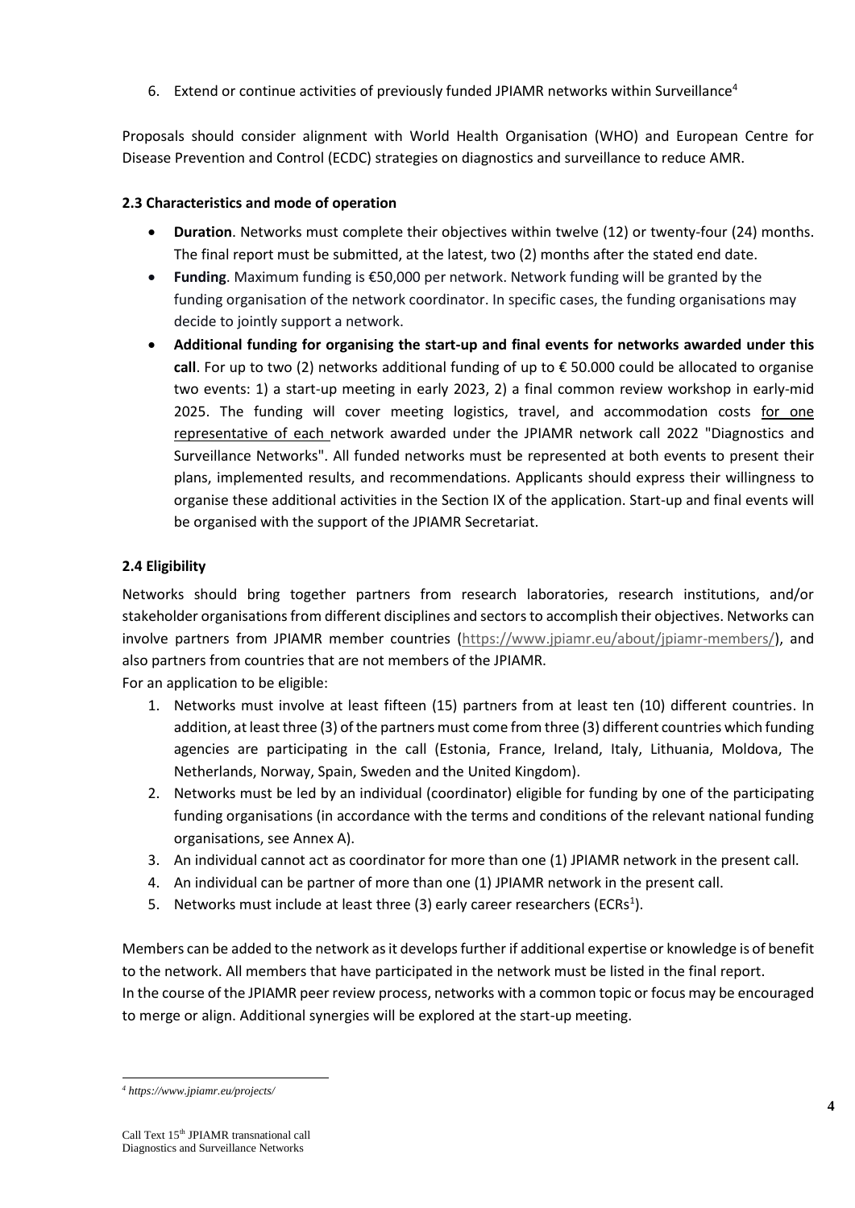6. Extend or continue activities of previously funded JPIAMR networks within Surveillance[4]

Proposals should consider alignment with World Health Organisation (WHO) and European Centre for Disease Prevention and Control (ECDC) strategies on diagnostics and surveillance to reduce AMR.

### 2.3 Characteristics and mode of operation

- **Duration**. Networks must complete their objectives within twelve (12) or twenty-four (24) months. The final report must be submitted, at the latest, two (2) months after the stated end date.
- **Funding**. Maximum funding is €50,000 per network. Network funding will be granted by the funding organisation of the network coordinator. In specific cases, the funding organisations may decide to jointly support a network.
- **Additional funding for organising the start-up and final events for networks awarded under this call**. For up to two (2) networks additional funding of up to € 50.000 could be allocated to organise two events: 1) a start-up meeting in early 2023, 2) a final common review workshop in early-mid 2025. The funding will cover meeting logistics, travel, and accommodation costs for one representative of each network awarded under the JPIAMR network call 2022 "Diagnostics and Surveillance Networks". All funded networks must be represented at both events to present their plans, implemented results, and recommendations. Applicants should express their willingness to organise these additional activities in the Section IX of the application. Start-up and final events will be organised with the support of the JPIAMR Secretariat.

### 2.4 Eligibility

Networks should bring together partners from research laboratories, research institutions, and/or stakeholder organisations from different disciplines and sectors to accomplish their objectives. Networks can involve partners from JPIAMR member countries (https://www.jpiamr.eu/about/jpiamr-members/), and also partners from countries that are not members of the JPIAMR.

For an application to be eligible:

1. Networks must involve at least fifteen (15) partners from at least ten (10) different countries. In addition, at least three (3) of the partners must come from three (3) different countries which funding agencies are participating in the call (Estonia, France, Ireland, Italy, Lithuania, Moldova, The Netherlands, Norway, Spain, Sweden and the United Kingdom).
2. Networks must be led by an individual (coordinator) eligible for funding by one of the participating funding organisations (in accordance with the terms and conditions of the relevant national funding organisations, see Annex A).
3. An individual cannot act as coordinator for more than one (1) JPIAMR network in the present call.
4. An individual can be partner of more than one (1) JPIAMR network in the present call.
5. Networks must include at least three (3) early career researchers (ECRs[1]).

Members can be added to the network as it develops further if additional expertise or knowledge is of benefit to the network. All members that have participated in the network must be listed in the final report.

In the course of the JPIAMR peer review process, networks with a common topic or focus may be encouraged to merge or align. Additional synergies will be explored at the start-up meeting.

---

[4] *https://www.jpiamr.eu/projects/*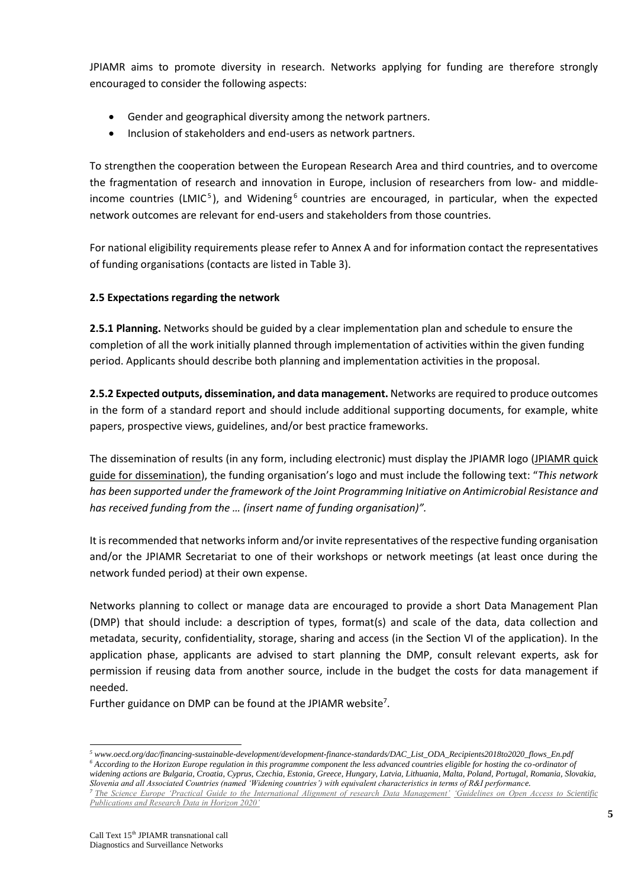JPIAMR aims to promote diversity in research. Networks applying for funding are therefore strongly encouraged to consider the following aspects:

- Gender and geographical diversity among the network partners.
- Inclusion of stakeholders and end-users as network partners.

To strengthen the cooperation between the European Research Area and third countries, and to overcome the fragmentation of research and innovation in Europe, inclusion of researchers from low- and middle-income countries (LMIC[5]), and Widening[6] countries are encouraged, in particular, when the expected network outcomes are relevant for end-users and stakeholders from those countries.

For national eligibility requirements please refer to Annex A and for information contact the representatives of funding organisations (contacts are listed in Table 3).

### 2.5 Expectations regarding the network

**2.5.1 Planning.** Networks should be guided by a clear implementation plan and schedule to ensure the completion of all the work initially planned through implementation of activities within the given funding period. Applicants should describe both planning and implementation activities in the proposal.

**2.5.2 Expected outputs, dissemination, and data management.** Networks are required to produce outcomes in the form of a standard report and should include additional supporting documents, for example, white papers, prospective views, guidelines, and/or best practice frameworks.

The dissemination of results (in any form, including electronic) must display the JPIAMR logo (JPIAMR quick guide for dissemination), the funding organisation's logo and must include the following text: "*This network has been supported under the framework of the Joint Programming Initiative on Antimicrobial Resistance and has received funding from the … (insert name of funding organisation)"*.

It is recommended that networks inform and/or invite representatives of the respective funding organisation and/or the JPIAMR Secretariat to one of their workshops or network meetings (at least once during the network funded period) at their own expense.

Networks planning to collect or manage data are encouraged to provide a short Data Management Plan (DMP) that should include: a description of types, format(s) and scale of the data, data collection and metadata, security, confidentiality, storage, sharing and access (in the Section VI of the application). In the application phase, applicants are advised to start planning the DMP, consult relevant experts, ask for permission if reusing data from another source, include in the budget the costs for data management if needed.

Further guidance on DMP can be found at the JPIAMR website[7].

---

[5] *www.oecd.org/dac/financing-sustainable-development/development-finance-standards/DAC_List_ODA_Recipients2018to2020_flows_En.pdf*

[6] *According to the Horizon Europe regulation in this programme component the less advanced countries eligible for hosting the co-ordinator of widening actions are Bulgaria, Croatia, Cyprus, Czechia, Estonia, Greece, Hungary, Latvia, Lithuania, Malta, Poland, Portugal, Romania, Slovakia, Slovenia and all Associated Countries (named 'Widening countries') with equivalent characteristics in terms of R&I performance.*

[7] *The Science Europe 'Practical Guide to the International Alignment of research Data Management' 'Guidelines on Open Access to Scientific Publications and Research Data in Horizon 2020'*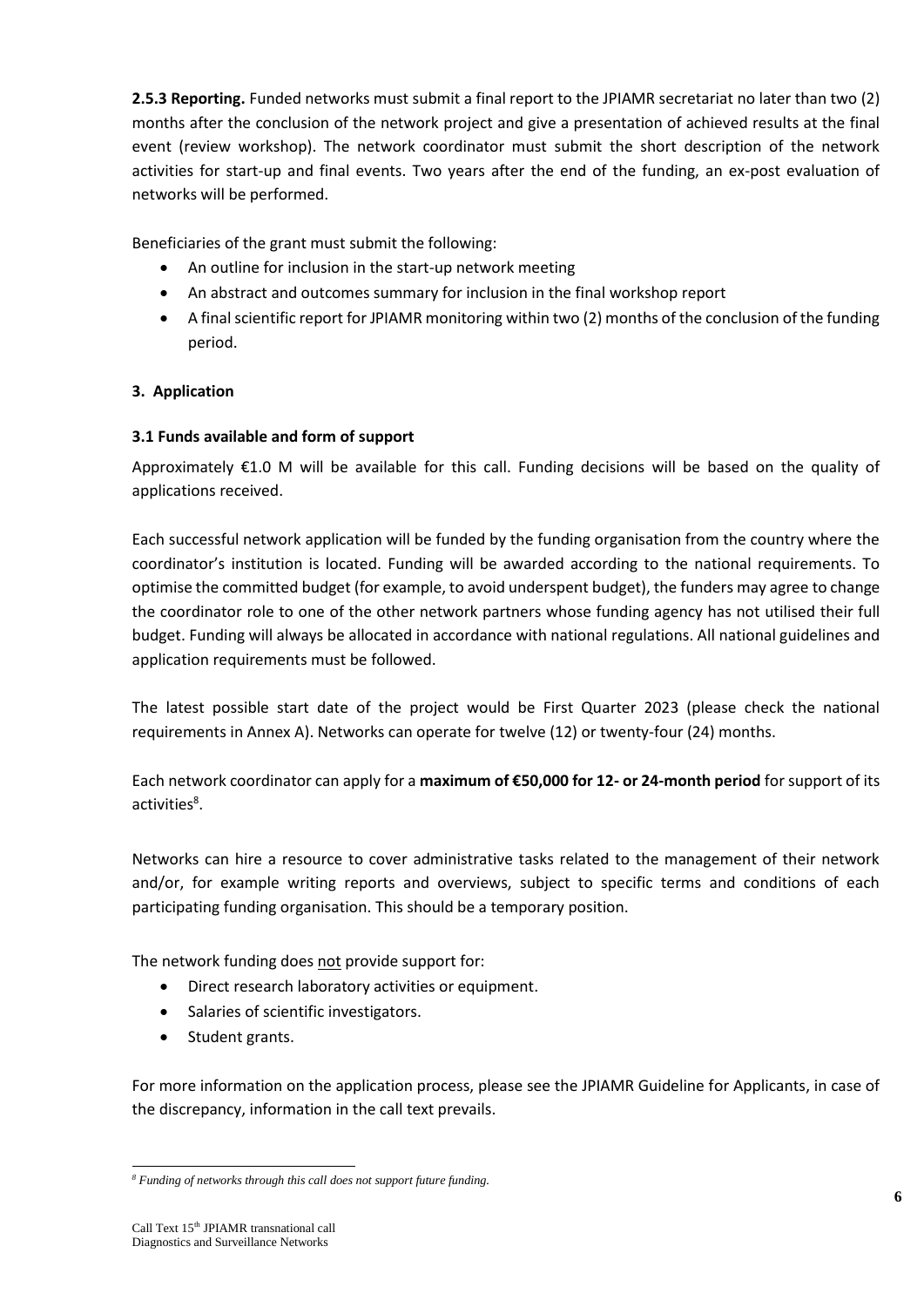**2.5.3 Reporting.** Funded networks must submit a final report to the JPIAMR secretariat no later than two (2) months after the conclusion of the network project and give a presentation of achieved results at the final event (review workshop). The network coordinator must submit the short description of the network activities for start-up and final events. Two years after the end of the funding, an ex-post evaluation of networks will be performed.

Beneficiaries of the grant must submit the following:

- An outline for inclusion in the start-up network meeting
- An abstract and outcomes summary for inclusion in the final workshop report
- A final scientific report for JPIAMR monitoring within two (2) months of the conclusion of the funding period.

## 3. Application

### 3.1 Funds available and form of support

Approximately €1.0 M will be available for this call. Funding decisions will be based on the quality of applications received.

Each successful network application will be funded by the funding organisation from the country where the coordinator's institution is located. Funding will be awarded according to the national requirements. To optimise the committed budget (for example, to avoid underspent budget), the funders may agree to change the coordinator role to one of the other network partners whose funding agency has not utilised their full budget. Funding will always be allocated in accordance with national regulations. All national guidelines and application requirements must be followed.

The latest possible start date of the project would be First Quarter 2023 (please check the national requirements in Annex A). Networks can operate for twelve (12) or twenty-four (24) months.

Each network coordinator can apply for a **maximum of €50,000 for 12- or 24-month period** for support of its activities[8].

Networks can hire a resource to cover administrative tasks related to the management of their network and/or, for example writing reports and overviews, subject to specific terms and conditions of each participating funding organisation. This should be a temporary position.

The network funding does not provide support for:

- Direct research laboratory activities or equipment.
- Salaries of scientific investigators.
- Student grants.

For more information on the application process, please see the JPIAMR Guideline for Applicants, in case of the discrepancy, information in the call text prevails.

---

[8] *Funding of networks through this call does not support future funding.*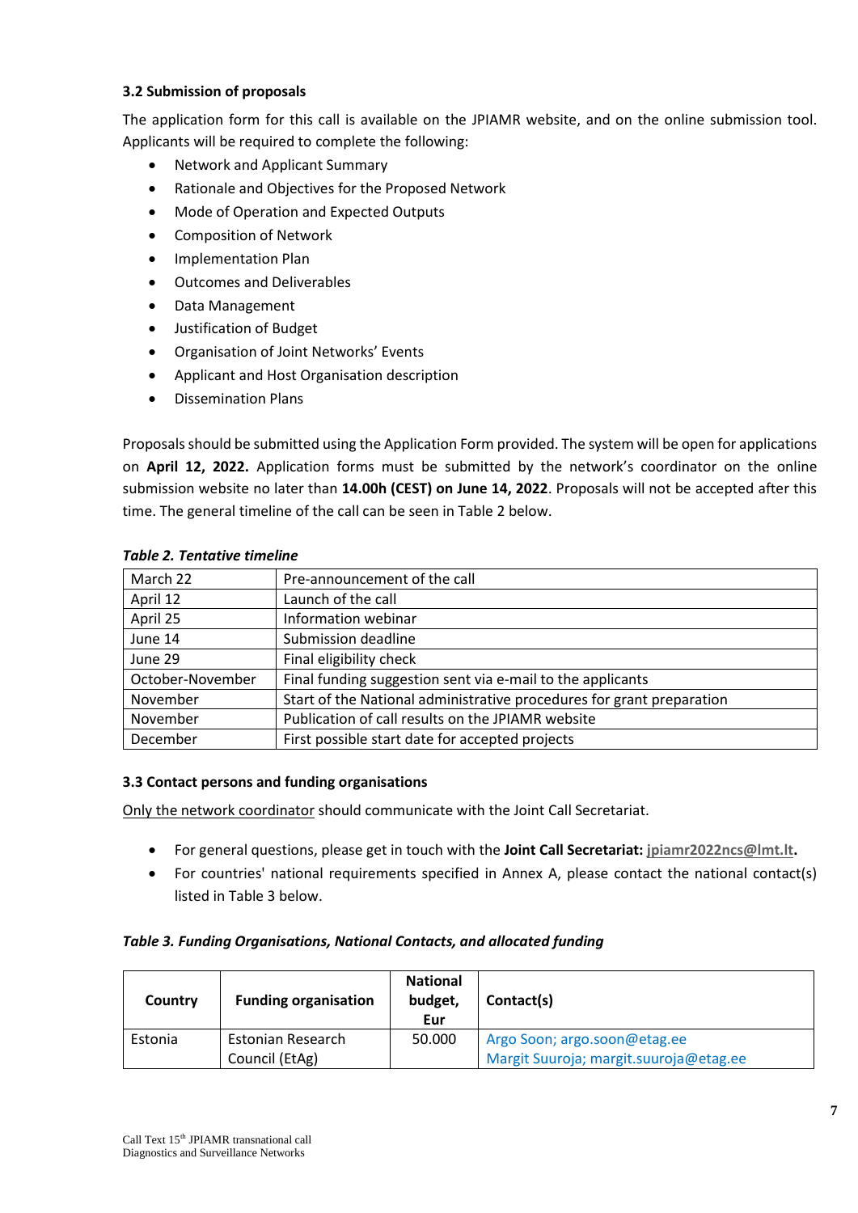### 3.2 Submission of proposals

The application form for this call is available on the JPIAMR website, and on the online submission tool. Applicants will be required to complete the following:

- Network and Applicant Summary
- Rationale and Objectives for the Proposed Network
- Mode of Operation and Expected Outputs
- Composition of Network
- Implementation Plan
- Outcomes and Deliverables
- Data Management
- Justification of Budget
- Organisation of Joint Networks' Events
- Applicant and Host Organisation description
- Dissemination Plans

Proposals should be submitted using the Application Form provided. The system will be open for applications on **April 12, 2022.** Application forms must be submitted by the network's coordinator on the online submission website no later than **14.00h (CEST) on June 14, 2022**. Proposals will not be accepted after this time. The general timeline of the call can be seen in Table 2 below.

***Table 2. Tentative timeline***

| | |
|---|---|
| March 22 | Pre-announcement of the call |
| April 12 | Launch of the call |
| April 25 | Information webinar |
| June 14 | Submission deadline |
| June 29 | Final eligibility check |
| October-November | Final funding suggestion sent via e-mail to the applicants |
| November | Start of the National administrative procedures for grant preparation |
| November | Publication of call results on the JPIAMR website |
| December | First possible start date for accepted projects |

### 3.3 Contact persons and funding organisations

Only the network coordinator should communicate with the Joint Call Secretariat.

- For general questions, please get in touch with the **Joint Call Secretariat: jpiamr2022ncs@lmt.lt.**
- For countries' national requirements specified in Annex A, please contact the national contact(s) listed in Table 3 below.

***Table 3. Funding Organisations, National Contacts, and allocated funding***

| Country | Funding organisation | National budget, Eur | Contact(s) |
|---|---|---|---|
| Estonia | Estonian Research Council (EtAg) | 50.000 | Argo Soon; argo.soon@etag.ee<br>Margit Suuroja; margit.suuroja@etag.ee |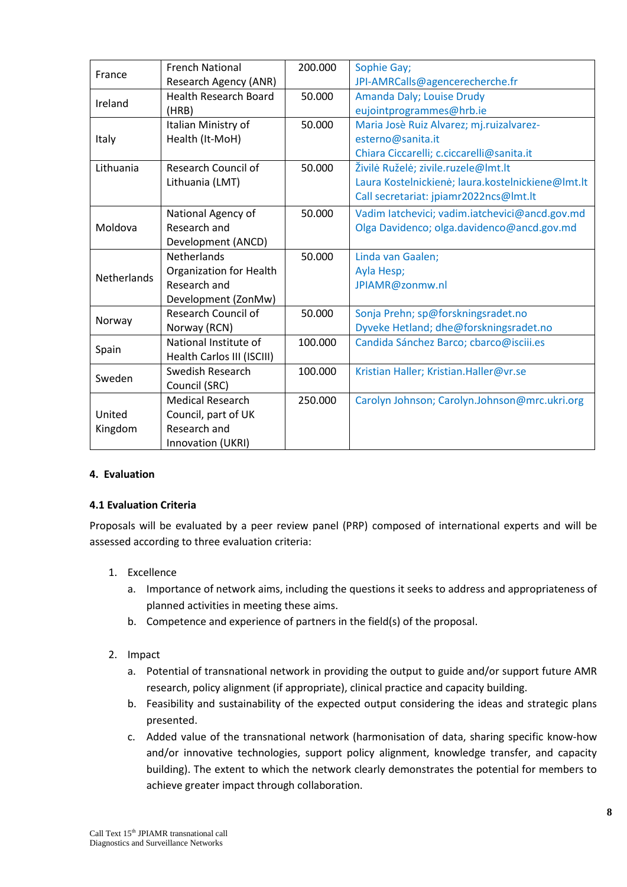| France | French National Research Agency (ANR) | 200.000 | Sophie Gay; JPI-AMRCalls@agencerecherche.fr |
|---|---|---|---|
| Ireland | Health Research Board (HRB) | 50.000 | Amanda Daly; Louise Drudy eujointprogrammes@hrb.ie |
| Italy | Italian Ministry of Health (It-MoH) | 50.000 | Maria Josè Ruiz Alvarez; mj.ruizalvarez-esterno@sanita.it Chiara Ciccarelli; c.ciccarelli@sanita.it |
| Lithuania | Research Council of Lithuania (LMT) | 50.000 | Živilė Ruželė; zivile.ruzele@lmt.lt Laura Kostelnickienė; laura.kostelnickiene@lmt.lt Call secretariat: jpiamr2022ncs@lmt.lt |
| Moldova | National Agency of Research and Development (ANCD) | 50.000 | Vadim Iatchevici; vadim.iatchevici@ancd.gov.md Olga Davidenco; olga.davidenco@ancd.gov.md |
| Netherlands | Netherlands Organization for Health Research and Development (ZonMw) | 50.000 | Linda van Gaalen; Ayla Hesp; JPIAMR@zonmw.nl |
| Norway | Research Council of Norway (RCN) | 50.000 | Sonja Prehn; sp@forskningsradet.no Dyveke Hetland; dhe@forskningsradet.no |
| Spain | National Institute of Health Carlos III (ISCIII) | 100.000 | Candida Sánchez Barco; cbarco@isciii.es |
| Sweden | Swedish Research Council (SRC) | 100.000 | Kristian Haller; Kristian.Haller@vr.se |
| United Kingdom | Medical Research Council, part of UK Research and Innovation (UKRI) | 250.000 | Carolyn Johnson; Carolyn.Johnson@mrc.ukri.org |

## 4. Evaluation

### 4.1 Evaluation Criteria

Proposals will be evaluated by a peer review panel (PRP) composed of international experts and will be assessed according to three evaluation criteria:

1. Excellence
    a. Importance of network aims, including the questions it seeks to address and appropriateness of planned activities in meeting these aims.
    b. Competence and experience of partners in the field(s) of the proposal.

2. Impact
    a. Potential of transnational network in providing the output to guide and/or support future AMR research, policy alignment (if appropriate), clinical practice and capacity building.
    b. Feasibility and sustainability of the expected output considering the ideas and strategic plans presented.
    c. Added value of the transnational network (harmonisation of data, sharing specific know-how and/or innovative technologies, support policy alignment, knowledge transfer, and capacity building). The extent to which the network clearly demonstrates the potential for members to achieve greater impact through collaboration.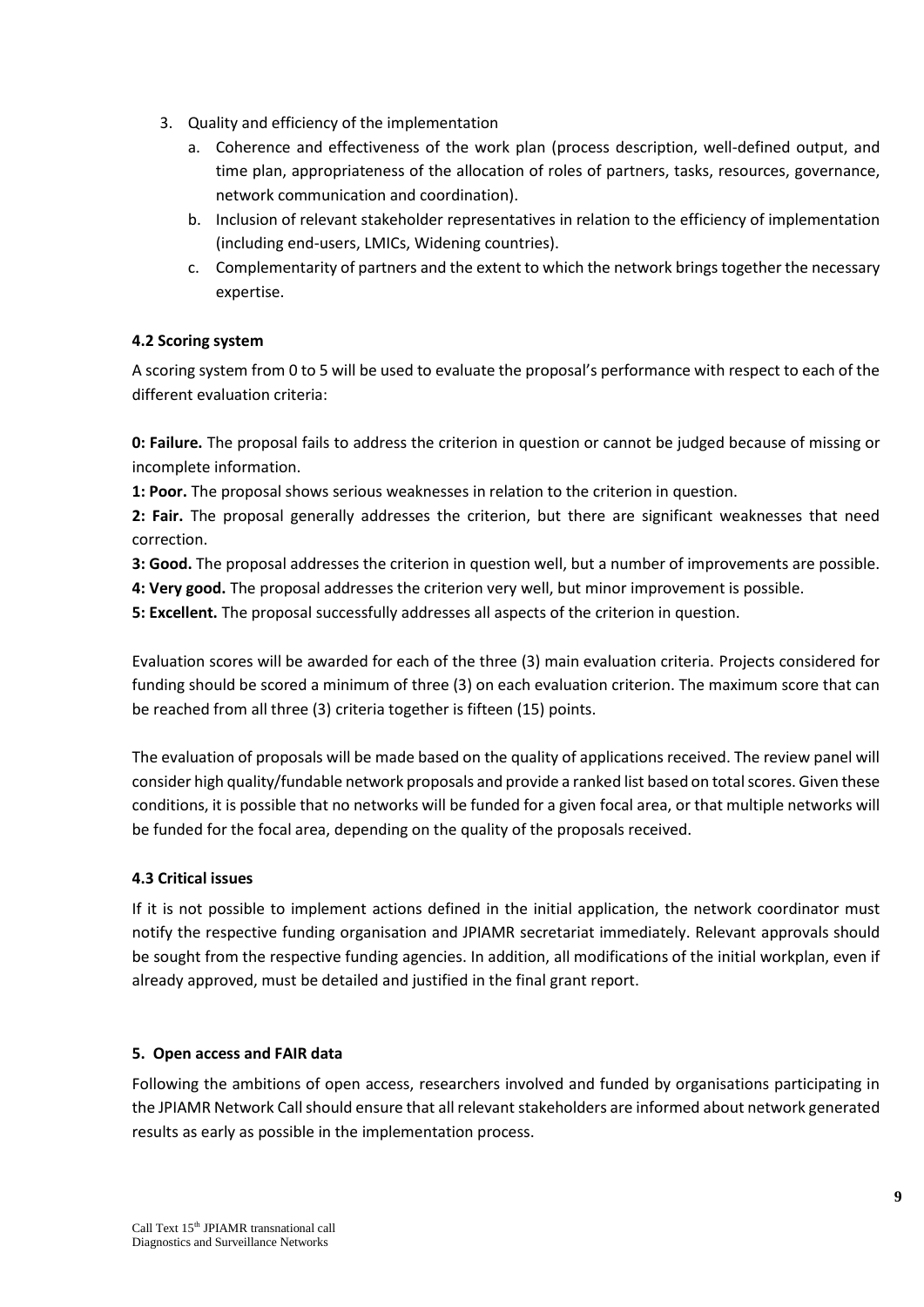3. Quality and efficiency of the implementation
    a. Coherence and effectiveness of the work plan (process description, well-defined output, and time plan, appropriateness of the allocation of roles of partners, tasks, resources, governance, network communication and coordination).
    b. Inclusion of relevant stakeholder representatives in relation to the efficiency of implementation (including end-users, LMICs, Widening countries).
    c. Complementarity of partners and the extent to which the network brings together the necessary expertise.

### 4.2 Scoring system

A scoring system from 0 to 5 will be used to evaluate the proposal's performance with respect to each of the different evaluation criteria:

**0: Failure.** The proposal fails to address the criterion in question or cannot be judged because of missing or incomplete information.
**1: Poor.** The proposal shows serious weaknesses in relation to the criterion in question.
**2: Fair.** The proposal generally addresses the criterion, but there are significant weaknesses that need correction.
**3: Good.** The proposal addresses the criterion in question well, but a number of improvements are possible.
**4: Very good.** The proposal addresses the criterion very well, but minor improvement is possible.
**5: Excellent.** The proposal successfully addresses all aspects of the criterion in question.

Evaluation scores will be awarded for each of the three (3) main evaluation criteria. Projects considered for funding should be scored a minimum of three (3) on each evaluation criterion. The maximum score that can be reached from all three (3) criteria together is fifteen (15) points.

The evaluation of proposals will be made based on the quality of applications received. The review panel will consider high quality/fundable network proposals and provide a ranked list based on total scores. Given these conditions, it is possible that no networks will be funded for a given focal area, or that multiple networks will be funded for the focal area, depending on the quality of the proposals received.

### 4.3 Critical issues

If it is not possible to implement actions defined in the initial application, the network coordinator must notify the respective funding organisation and JPIAMR secretariat immediately. Relevant approvals should be sought from the respective funding agencies. In addition, all modifications of the initial workplan, even if already approved, must be detailed and justified in the final grant report.

## 5. Open access and FAIR data

Following the ambitions of open access, researchers involved and funded by organisations participating in the JPIAMR Network Call should ensure that all relevant stakeholders are informed about network generated results as early as possible in the implementation process.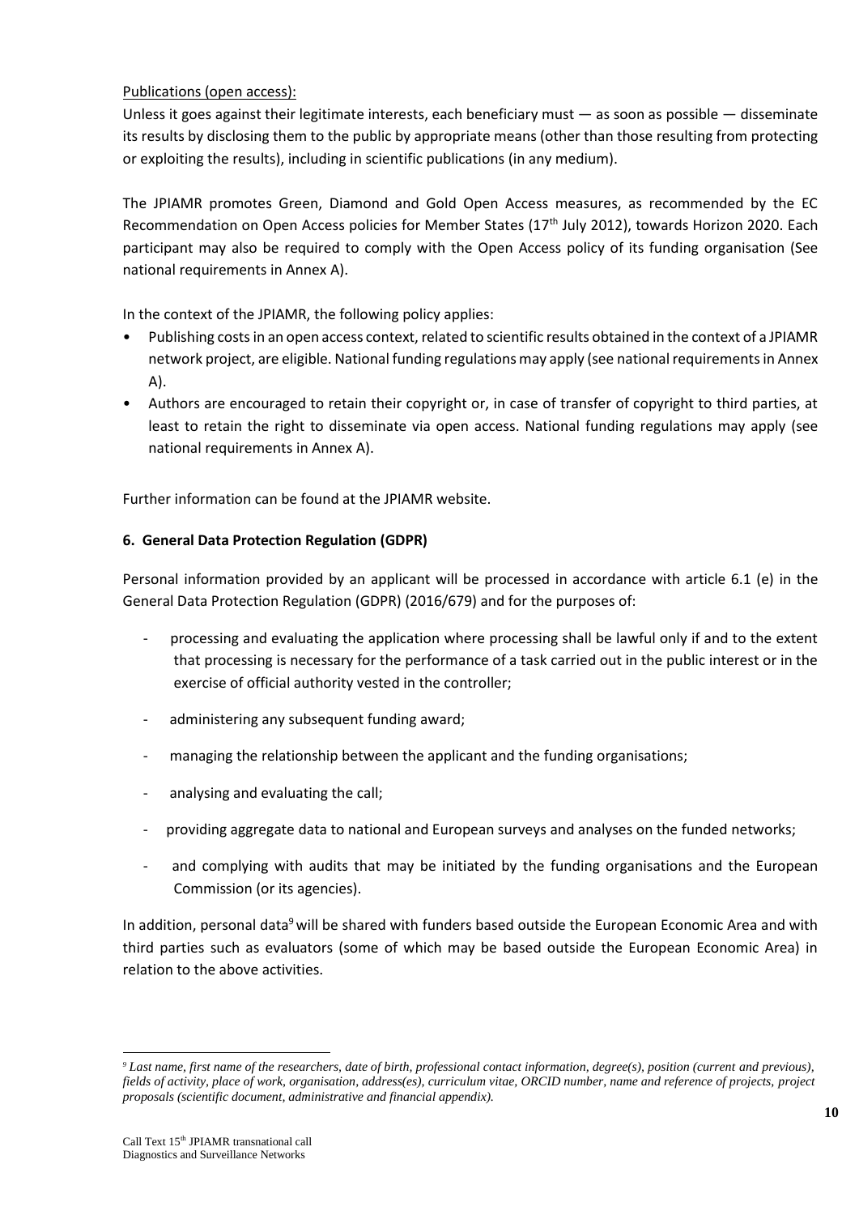Publications (open access):

Unless it goes against their legitimate interests, each beneficiary must — as soon as possible — disseminate its results by disclosing them to the public by appropriate means (other than those resulting from protecting or exploiting the results), including in scientific publications (in any medium).

The JPIAMR promotes Green, Diamond and Gold Open Access measures, as recommended by the EC Recommendation on Open Access policies for Member States (17th July 2012), towards Horizon 2020. Each participant may also be required to comply with the Open Access policy of its funding organisation (See national requirements in Annex A).

In the context of the JPIAMR, the following policy applies:

- Publishing costs in an open access context, related to scientific results obtained in the context of a JPIAMR network project, are eligible. National funding regulations may apply (see national requirements in Annex A).
- Authors are encouraged to retain their copyright or, in case of transfer of copyright to third parties, at least to retain the right to disseminate via open access. National funding regulations may apply (see national requirements in Annex A).

Further information can be found at the JPIAMR website.

## 6. General Data Protection Regulation (GDPR)

Personal information provided by an applicant will be processed in accordance with article 6.1 (e) in the General Data Protection Regulation (GDPR) (2016/679) and for the purposes of:

- processing and evaluating the application where processing shall be lawful only if and to the extent that processing is necessary for the performance of a task carried out in the public interest or in the exercise of official authority vested in the controller;
- administering any subsequent funding award;
- managing the relationship between the applicant and the funding organisations;
- analysing and evaluating the call;
- providing aggregate data to national and European surveys and analyses on the funded networks;
- and complying with audits that may be initiated by the funding organisations and the European Commission (or its agencies).

In addition, personal data[9] will be shared with funders based outside the European Economic Area and with third parties such as evaluators (some of which may be based outside the European Economic Area) in relation to the above activities.

[9] *Last name, first name of the researchers, date of birth, professional contact information, degree(s), position (current and previous), fields of activity, place of work, organisation, address(es), curriculum vitae, ORCID number, name and reference of projects, project proposals (scientific document, administrative and financial appendix).*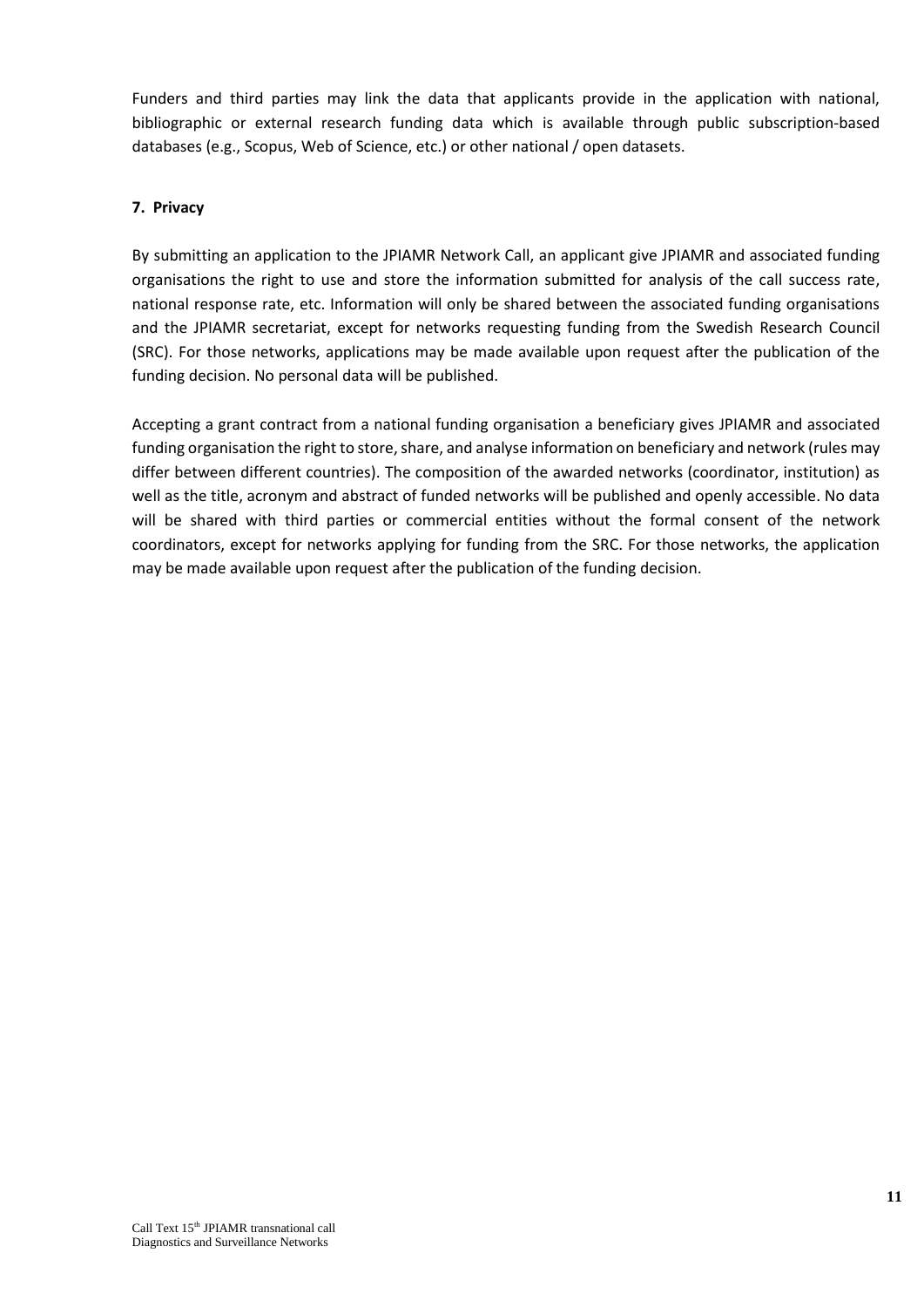Funders and third parties may link the data that applicants provide in the application with national, bibliographic or external research funding data which is available through public subscription-based databases (e.g., Scopus, Web of Science, etc.) or other national / open datasets.

## 7. Privacy

By submitting an application to the JPIAMR Network Call, an applicant give JPIAMR and associated funding organisations the right to use and store the information submitted for analysis of the call success rate, national response rate, etc. Information will only be shared between the associated funding organisations and the JPIAMR secretariat, except for networks requesting funding from the Swedish Research Council (SRC). For those networks, applications may be made available upon request after the publication of the funding decision. No personal data will be published.

Accepting a grant contract from a national funding organisation a beneficiary gives JPIAMR and associated funding organisation the right to store, share, and analyse information on beneficiary and network (rules may differ between different countries). The composition of the awarded networks (coordinator, institution) as well as the title, acronym and abstract of funded networks will be published and openly accessible. No data will be shared with third parties or commercial entities without the formal consent of the network coordinators, except for networks applying for funding from the SRC. For those networks, the application may be made available upon request after the publication of the funding decision.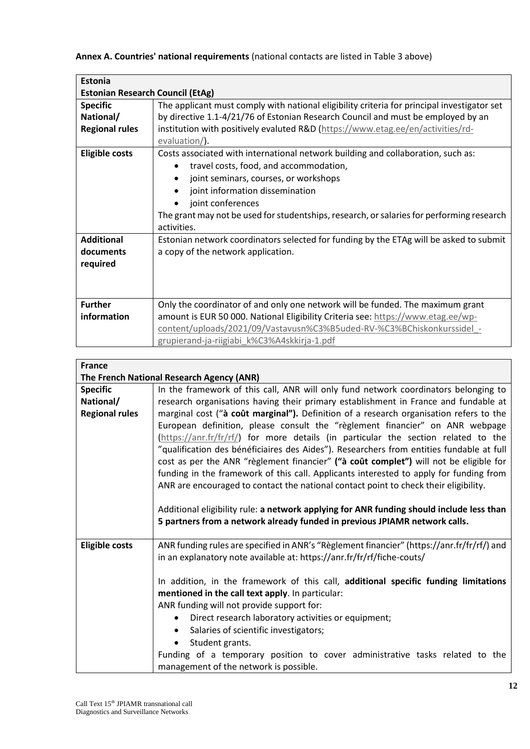**Annex A. Countries' national requirements** (national contacts are listed in Table 3 above)

| **Estonia**<br>**Estonian Research Council (EtAg)** | |
|---|---|
| **Specific National/ Regional rules** | The applicant must comply with national eligibility criteria for principal investigator set by directive 1.1-4/21/76 of Estonian Research Council and must be employed by an institution with positively evaluted R&D (https://www.etag.ee/en/activities/rd-evaluation/). |
| **Eligible costs** | Costs associated with international network building and collaboration, such as:<br>• travel costs, food, and accommodation,<br>• joint seminars, courses, or workshops<br>• joint information dissemination<br>• joint conferences<br>The grant may not be used for studentships, research, or salaries for performing research activities. |
| **Additional documents required** | Estonian network coordinators selected for funding by the ETAg will be asked to submit a copy of the network application. |
| **Further information** | Only the coordinator of and only one network will be funded. The maximum grant amount is EUR 50 000. National Eligibility Criteria see: https://www.etag.ee/wp-content/uploads/2021/09/Vastavusn%C3%B5uded-RV-%C3%BChiskonkurssidel_-grupierand-ja-riigiabi_k%C3%A4skkirja-1.pdf |

| **France**<br>**The French National Research Agency (ANR)** | |
|---|---|
| **Specific National/ Regional rules** | In the framework of this call, ANR will only fund network coordinators belonging to research organisations having their primary establishment in France and fundable at marginal cost ("**à coût marginal").** Definition of a research organisation refers to the European definition, please consult the "règlement financier" on ANR webpage (https://anr.fr/fr/rf/) for more details (in particular the section related to the "qualification des bénéficiaires des Aides"). Researchers from entities fundable at full cost as per the ANR "règlement financier" **("à coût complet")** will not be eligible for funding in the framework of this call. Applicants interested to apply for funding from ANR are encouraged to contact the national contact point to check their eligibility.<br><br>Additional eligibility rule: **a network applying for ANR funding should include less than 5 partners from a network already funded in previous JPIAMR network calls.** |
| **Eligible costs** | ANR funding rules are specified in ANR's "Règlement financier" (https://anr.fr/fr/rf/) and in an explanatory note available at: https://anr.fr/fr/rf/fiche-couts/<br><br>In addition, in the framework of this call, **additional specific funding limitations mentioned in the call text apply**. In particular:<br>ANR funding will not provide support for:<br>• Direct research laboratory activities or equipment;<br>• Salaries of scientific investigators;<br>• Student grants.<br>Funding of a temporary position to cover administrative tasks related to the management of the network is possible. |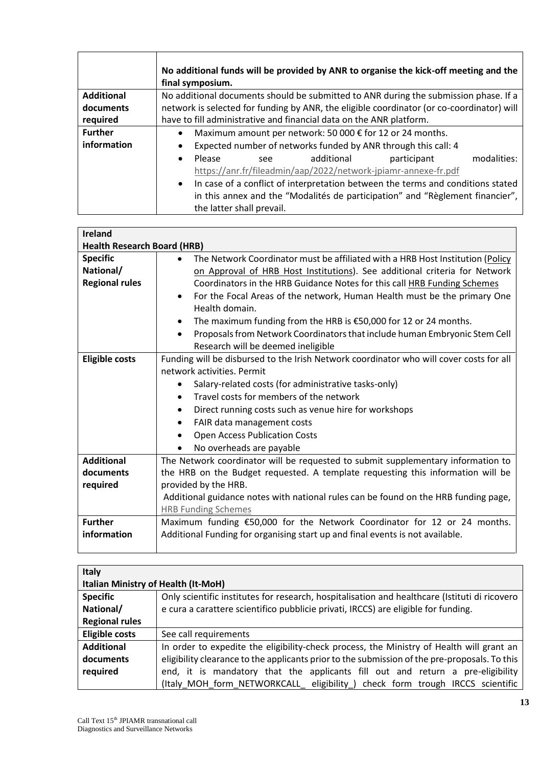| | |
|---|---|
| | **No additional funds will be provided by ANR to organise the kick-off meeting and the final symposium.** |
| **Additional documents required** | No additional documents should be submitted to ANR during the submission phase. If a network is selected for funding by ANR, the eligible coordinator (or co-coordinator) will have to fill administrative and financial data on the ANR platform. |
| **Further information** | • Maximum amount per network: 50 000 € for 12 or 24 months.<br>• Expected number of networks funded by ANR through this call: 4<br>• Please see additional participant modalities: https://anr.fr/fileadmin/aap/2022/network-jpiamr-annexe-fr.pdf<br>• In case of a conflict of interpretation between the terms and conditions stated in this annex and the "Modalités de participation" and "Règlement financier", the latter shall prevail. |

| **Ireland**<br>**Health Research Board (HRB)** | |
|---|---|
| **Specific National/ Regional rules** | • The Network Coordinator must be affiliated with a HRB Host Institution (Policy on Approval of HRB Host Institutions). See additional criteria for Network Coordinators in the HRB Guidance Notes for this call HRB Funding Schemes<br>• For the Focal Areas of the network, Human Health must be the primary One Health domain.<br>• The maximum funding from the HRB is €50,000 for 12 or 24 months.<br>• Proposals from Network Coordinators that include human Embryonic Stem Cell Research will be deemed ineligible |
| **Eligible costs** | Funding will be disbursed to the Irish Network coordinator who will cover costs for all network activities. Permit<br>• Salary-related costs (for administrative tasks-only)<br>• Travel costs for members of the network<br>• Direct running costs such as venue hire for workshops<br>• FAIR data management costs<br>• Open Access Publication Costs<br>• No overheads are payable |
| **Additional documents required** | The Network coordinator will be requested to submit supplementary information to the HRB on the Budget requested. A template requesting this information will be provided by the HRB.<br>Additional guidance notes with national rules can be found on the HRB funding page, HRB Funding Schemes |
| **Further information** | Maximum funding €50,000 for the Network Coordinator for 12 or 24 months. Additional Funding for organising start up and final events is not available. |

| **Italy**<br>**Italian Ministry of Health (It-MoH)** | |
|---|---|
| **Specific National/ Regional rules** | Only scientific institutes for research, hospitalisation and healthcare (Istituti di ricovero e cura a carattere scientifico pubblicie privati, IRCCS) are eligible for funding. |
| **Eligible costs** | See call requirements |
| **Additional documents required** | In order to expedite the eligibility-check process, the Ministry of Health will grant an eligibility clearance to the applicants prior to the submission of the pre-proposals. To this end, it is mandatory that the applicants fill out and return a pre-eligibility (Italy_MOH_form_NETWORKCALL_ eligibility_) check form trough IRCCS scientific |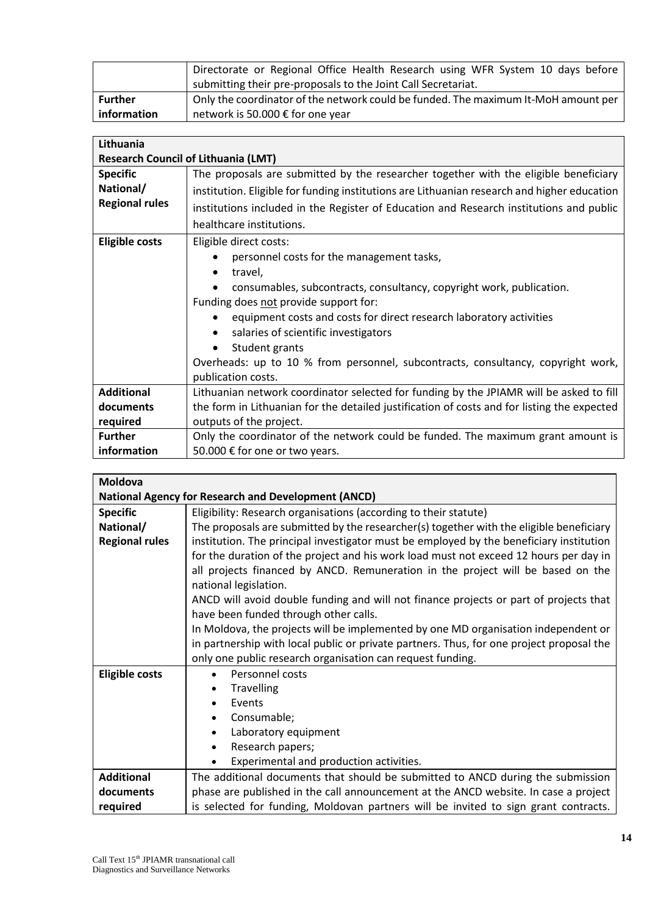| | |
|---|---|
| | Directorate or Regional Office Health Research using WFR System 10 days before submitting their pre-proposals to the Joint Call Secretariat. |
| **Further information** | Only the coordinator of the network could be funded. The maximum It-MoH amount per network is 50.000 € for one year |

| **Lithuania**<br>**Research Council of Lithuania (LMT)** | |
|---|---|
| **Specific National/ Regional rules** | The proposals are submitted by the researcher together with the eligible beneficiary institution. Eligible for funding institutions are Lithuanian research and higher education institutions included in the Register of Education and Research institutions and public healthcare institutions. |
| **Eligible costs** | Eligible direct costs:<br>• personnel costs for the management tasks,<br>• travel,<br>• consumables, subcontracts, consultancy, copyright work, publication.<br>Funding does not provide support for:<br>• equipment costs and costs for direct research laboratory activities<br>• salaries of scientific investigators<br>• Student grants<br>Overheads: up to 10 % from personnel, subcontracts, consultancy, copyright work, publication costs. |
| **Additional documents required** | Lithuanian network coordinator selected for funding by the JPIAMR will be asked to fill the form in Lithuanian for the detailed justification of costs and for listing the expected outputs of the project. |
| **Further information** | Only the coordinator of the network could be funded. The maximum grant amount is 50.000 € for one or two years. |

| **Moldova**<br>**National Agency for Research and Development (ANCD)** | |
|---|---|
| **Specific National/ Regional rules** | Eligibility: Research organisations (according to their statute)<br>The proposals are submitted by the researcher(s) together with the eligible beneficiary institution. The principal investigator must be employed by the beneficiary institution for the duration of the project and his work load must not exceed 12 hours per day in all projects financed by ANCD. Remuneration in the project will be based on the national legislation.<br>ANCD will avoid double funding and will not finance projects or part of projects that have been funded through other calls.<br>In Moldova, the projects will be implemented by one MD organisation independent or in partnership with local public or private partners. Thus, for one project proposal the only one public research organisation can request funding. |
| **Eligible costs** | • Personnel costs<br>• Travelling<br>• Events<br>• Consumable;<br>• Laboratory equipment<br>• Research papers;<br>• Experimental and production activities. |
| **Additional documents required** | The additional documents that should be submitted to ANCD during the submission phase are published in the call announcement at the ANCD website. In case a project is selected for funding, Moldovan partners will be invited to sign grant contracts. |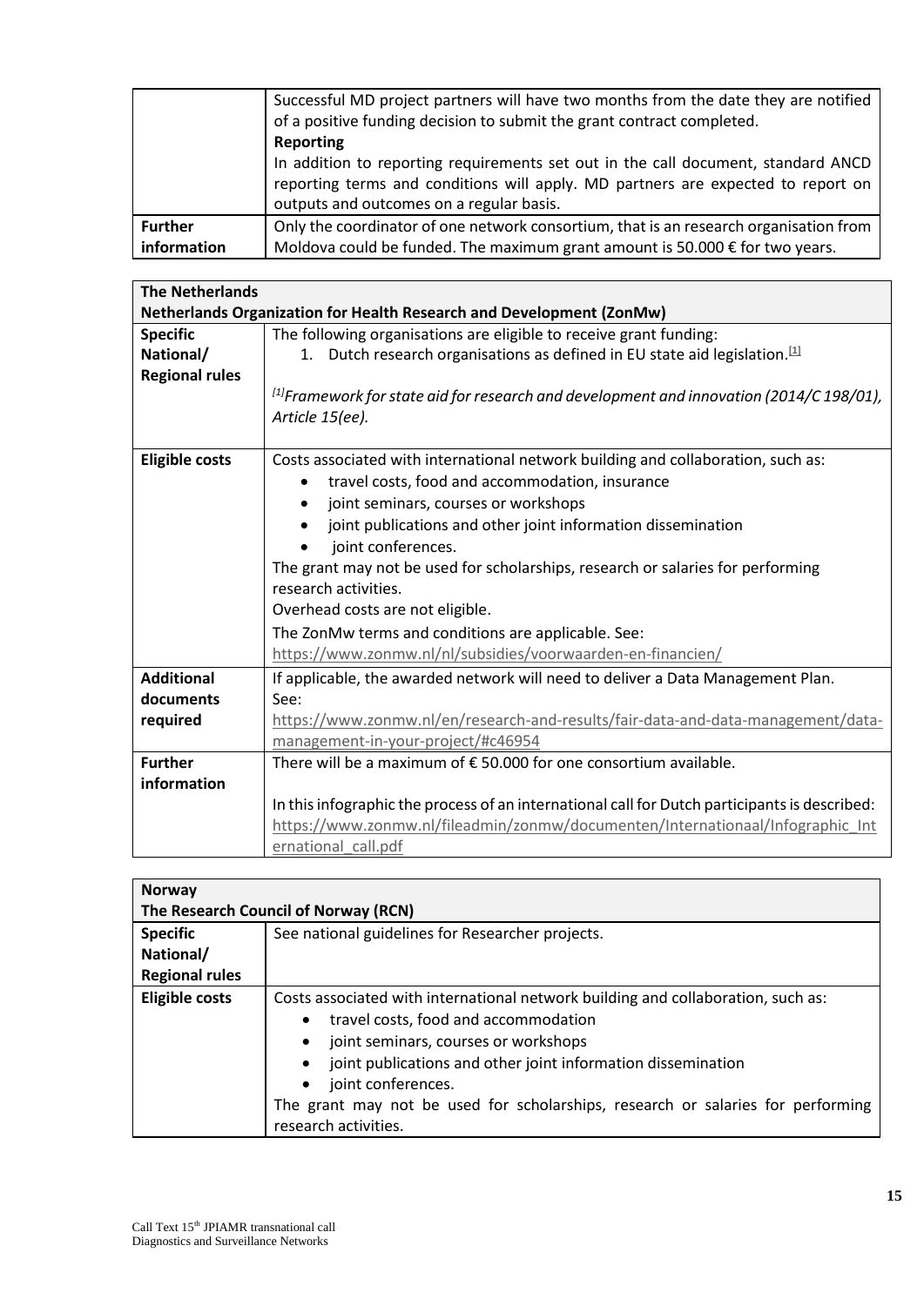| | |
|---|---|
| | Successful MD project partners will have two months from the date they are notified of a positive funding decision to submit the grant contract completed.<br>**Reporting**<br>In addition to reporting requirements set out in the call document, standard ANCD reporting terms and conditions will apply. MD partners are expected to report on outputs and outcomes on a regular basis. |
| **Further information** | Only the coordinator of one network consortium, that is an research organisation from Moldova could be funded. The maximum grant amount is 50.000 € for two years. |

| **The Netherlands**<br>**Netherlands Organization for Health Research and Development (ZonMw)** | |
|---|---|
| **Specific National/ Regional rules** | The following organisations are eligible to receive grant funding:<br>1. Dutch research organisations as defined in EU state aid legislation.[1]<br><br>[1] *Framework for state aid for research and development and innovation (2014/C 198/01), Article 15(ee).* |
| **Eligible costs** | Costs associated with international network building and collaboration, such as:<br>• travel costs, food and accommodation, insurance<br>• joint seminars, courses or workshops<br>• joint publications and other joint information dissemination<br>• joint conferences.<br>The grant may not be used for scholarships, research or salaries for performing research activities.<br>Overhead costs are not eligible.<br>The ZonMw terms and conditions are applicable. See: https://www.zonmw.nl/nl/subsidies/voorwaarden-en-financien/ |
| **Additional documents required** | If applicable, the awarded network will need to deliver a Data Management Plan. See: https://www.zonmw.nl/en/research-and-results/fair-data-and-data-management/data-management-in-your-project/#c46954 |
| **Further information** | There will be a maximum of € 50.000 for one consortium available.<br><br>In this infographic the process of an international call for Dutch participants is described: https://www.zonmw.nl/fileadmin/zonmw/documenten/Internationaal/Infographic_International_call.pdf |

| **Norway**<br>**The Research Council of Norway (RCN)** | |
|---|---|
| **Specific National/ Regional rules** | See national guidelines for Researcher projects. |
| **Eligible costs** | Costs associated with international network building and collaboration, such as:<br>• travel costs, food and accommodation<br>• joint seminars, courses or workshops<br>• joint publications and other joint information dissemination<br>• joint conferences.<br>The grant may not be used for scholarships, research or salaries for performing research activities. |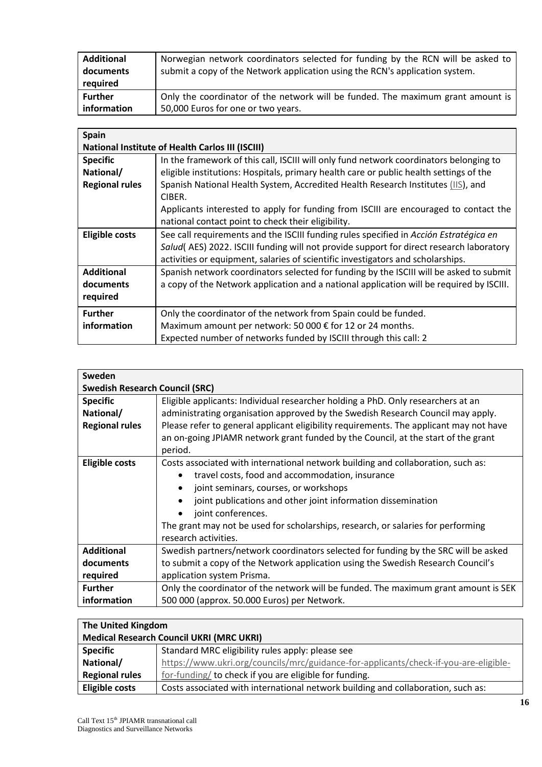| | |
|---|---|
| **Additional documents required** | Norwegian network coordinators selected for funding by the RCN will be asked to submit a copy of the Network application using the RCN's application system. |
| **Further information** | Only the coordinator of the network will be funded. The maximum grant amount is 50,000 Euros for one or two years. |

| **Spain**<br>**National Institute of Health Carlos III (ISCIII)** | |
|---|---|
| **Specific National/ Regional rules** | In the framework of this call, ISCIII will only fund network coordinators belonging to eligible institutions: Hospitals, primary health care or public health settings of the Spanish National Health System, Accredited Health Research Institutes (IIS), and CIBER.<br>Applicants interested to apply for funding from ISCIII are encouraged to contact the national contact point to check their eligibility. |
| **Eligible costs** | See call requirements and the ISCIII funding rules specified in *Acción Estratégica en Salud*( AES) 2022. ISCIII funding will not provide support for direct research laboratory activities or equipment, salaries of scientific investigators and scholarships. |
| **Additional documents required** | Spanish network coordinators selected for funding by the ISCIII will be asked to submit a copy of the Network application and a national application will be required by ISCIII. |
| **Further information** | Only the coordinator of the network from Spain could be funded.<br>Maximum amount per network: 50 000 € for 12 or 24 months.<br>Expected number of networks funded by ISCIII through this call: 2 |

| **Sweden**<br>**Swedish Research Council (SRC)** | |
|---|---|
| **Specific National/ Regional rules** | Eligible applicants: Individual researcher holding a PhD. Only researchers at an administrating organisation approved by the Swedish Research Council may apply. Please refer to general applicant eligibility requirements. The applicant may not have an on-going JPIAMR network grant funded by the Council, at the start of the grant period. |
| **Eligible costs** | Costs associated with international network building and collaboration, such as:<br>• travel costs, food and accommodation, insurance<br>• joint seminars, courses, or workshops<br>• joint publications and other joint information dissemination<br>• joint conferences.<br>The grant may not be used for scholarships, research, or salaries for performing research activities. |
| **Additional documents required** | Swedish partners/network coordinators selected for funding by the SRC will be asked to submit a copy of the Network application using the Swedish Research Council's application system Prisma. |
| **Further information** | Only the coordinator of the network will be funded. The maximum grant amount is SEK 500 000 (approx. 50.000 Euros) per Network. |

| **The United Kingdom**<br>**Medical Research Council UKRI (MRC UKRI)** | |
|---|---|
| **Specific National/ Regional rules** | Standard MRC eligibility rules apply: please see https://www.ukri.org/councils/mrc/guidance-for-applicants/check-if-you-are-eligible-for-funding/ to check if you are eligible for funding. |
| **Eligible costs** | Costs associated with international network building and collaboration, such as: |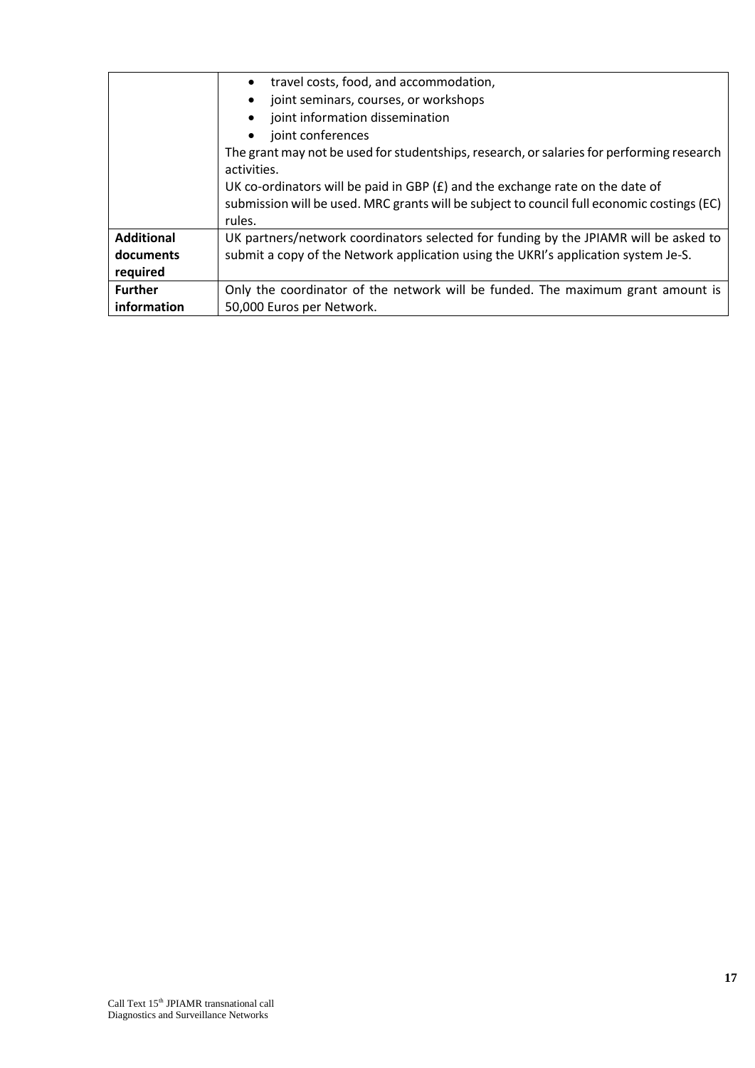| | |
|---|---|
| | • travel costs, food, and accommodation,<br>• joint seminars, courses, or workshops<br>• joint information dissemination<br>• joint conferences<br>The grant may not be used for studentships, research, or salaries for performing research activities.<br>UK co-ordinators will be paid in GBP (£) and the exchange rate on the date of submission will be used. MRC grants will be subject to council full economic costings (EC) rules. |
| **Additional documents required** | UK partners/network coordinators selected for funding by the JPIAMR will be asked to submit a copy of the Network application using the UKRI's application system Je-S. |
| **Further information** | Only the coordinator of the network will be funded. The maximum grant amount is 50,000 Euros per Network. |